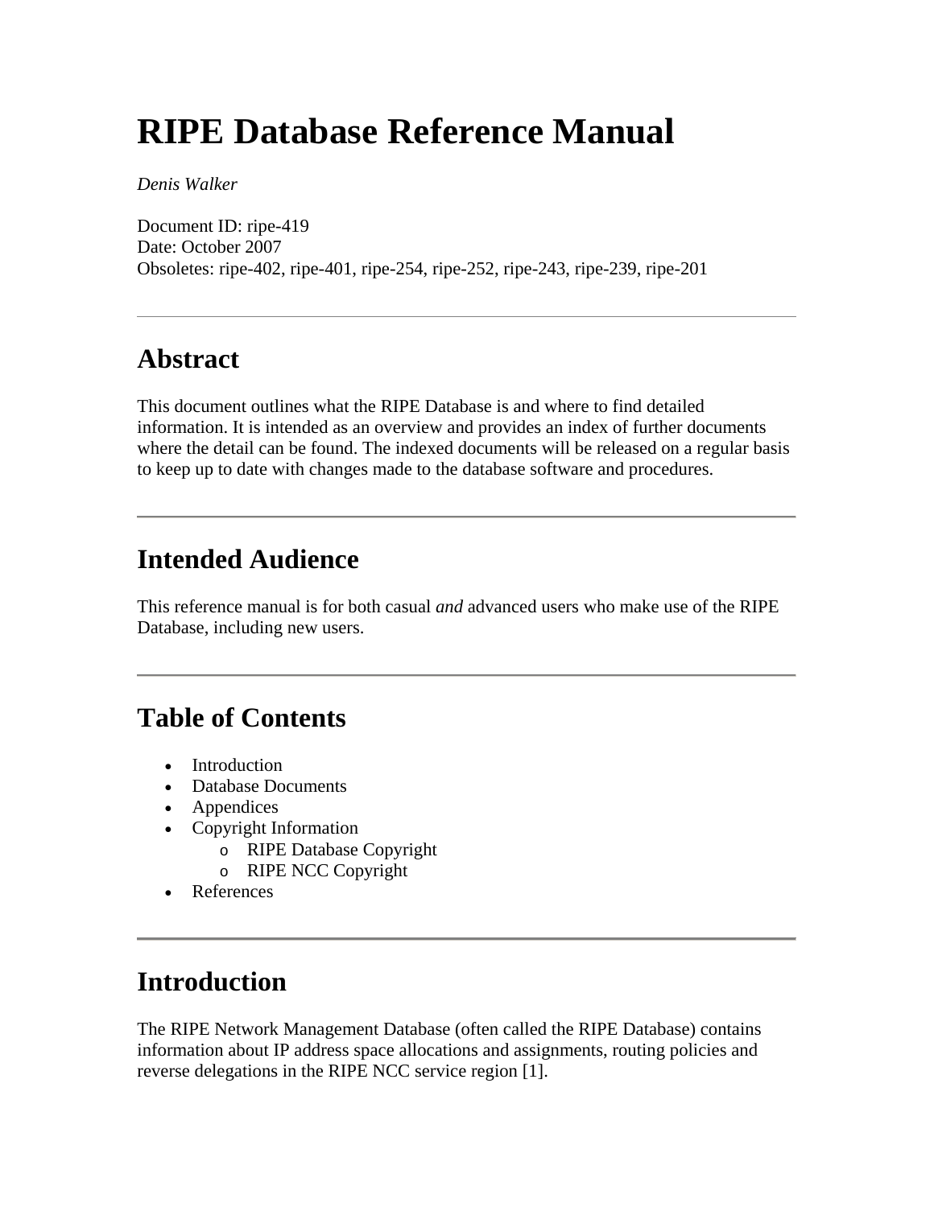# RIPE Database Reference Manual

*Denis Walker*

Document ID: ripe-419
Date: October 2007
Obsoletes: ripe-402, ripe-401, ripe-254, ripe-252, ripe-243, ripe-239, ripe-201

---

## Abstract

This document outlines what the RIPE Database is and where to find detailed information. It is intended as an overview and provides an index of further documents where the detail can be found. The indexed documents will be released on a regular basis to keep up to date with changes made to the database software and procedures.

---

## Intended Audience

This reference manual is for both casual *and* advanced users who make use of the RIPE Database, including new users.

---

## Table of Contents

- Introduction
- Database Documents
- Appendices
- Copyright Information
  - RIPE Database Copyright
  - RIPE NCC Copyright
- References

---

## Introduction

The RIPE Network Management Database (often called the RIPE Database) contains information about IP address space allocations and assignments, routing policies and reverse delegations in the RIPE NCC service region [1].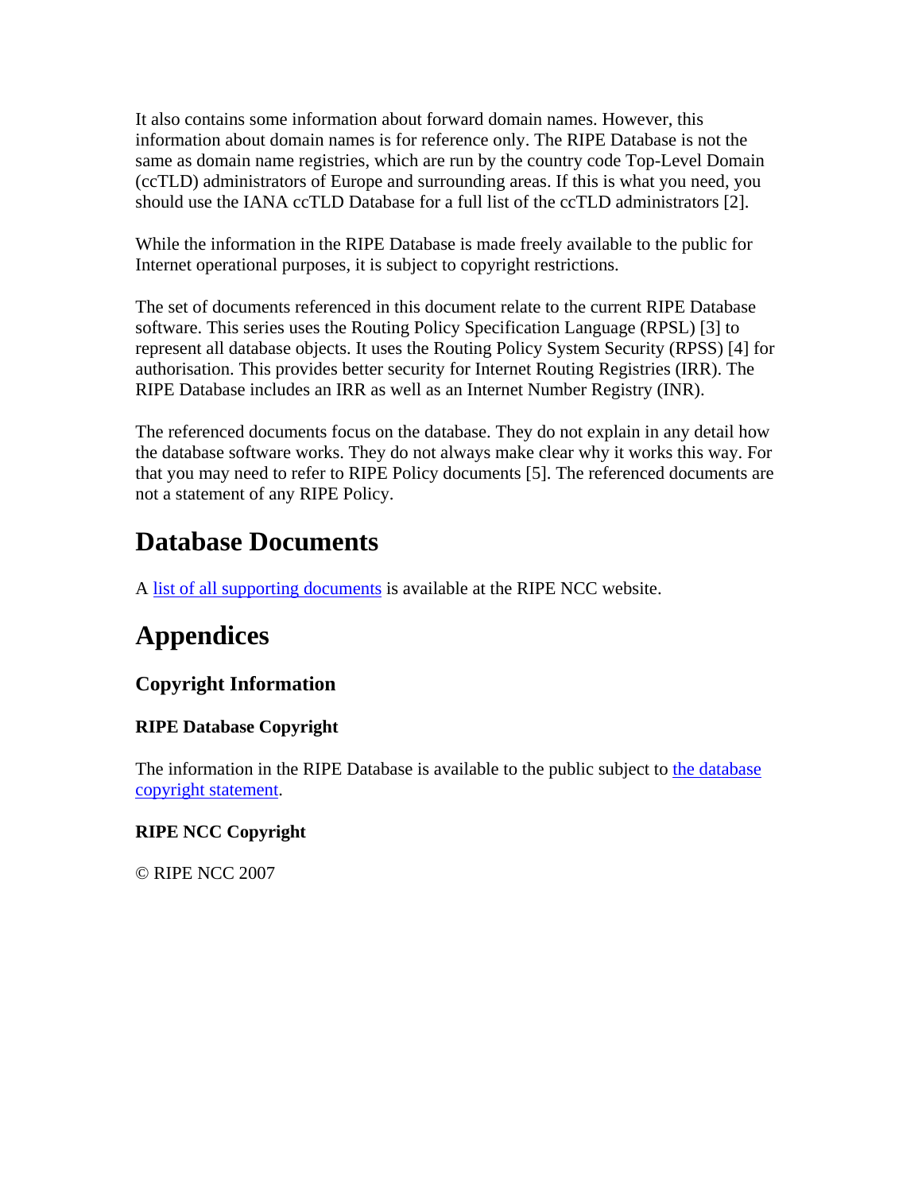It also contains some information about forward domain names. However, this information about domain names is for reference only. The RIPE Database is not the same as domain name registries, which are run by the country code Top-Level Domain (ccTLD) administrators of Europe and surrounding areas. If this is what you need, you should use the IANA ccTLD Database for a full list of the ccTLD administrators [2].

While the information in the RIPE Database is made freely available to the public for Internet operational purposes, it is subject to copyright restrictions.

The set of documents referenced in this document relate to the current RIPE Database software. This series uses the Routing Policy Specification Language (RPSL) [3] to represent all database objects. It uses the Routing Policy System Security (RPSS) [4] for authorisation. This provides better security for Internet Routing Registries (IRR). The RIPE Database includes an IRR as well as an Internet Number Registry (INR).

The referenced documents focus on the database. They do not explain in any detail how the database software works. They do not always make clear why it works this way. For that you may need to refer to RIPE Policy documents [5]. The referenced documents are not a statement of any RIPE Policy.

## Database Documents

A list of all supporting documents is available at the RIPE NCC website.

## Appendices

### Copyright Information

#### RIPE Database Copyright

The information in the RIPE Database is available to the public subject to the database copyright statement.

#### RIPE NCC Copyright

© RIPE NCC 2007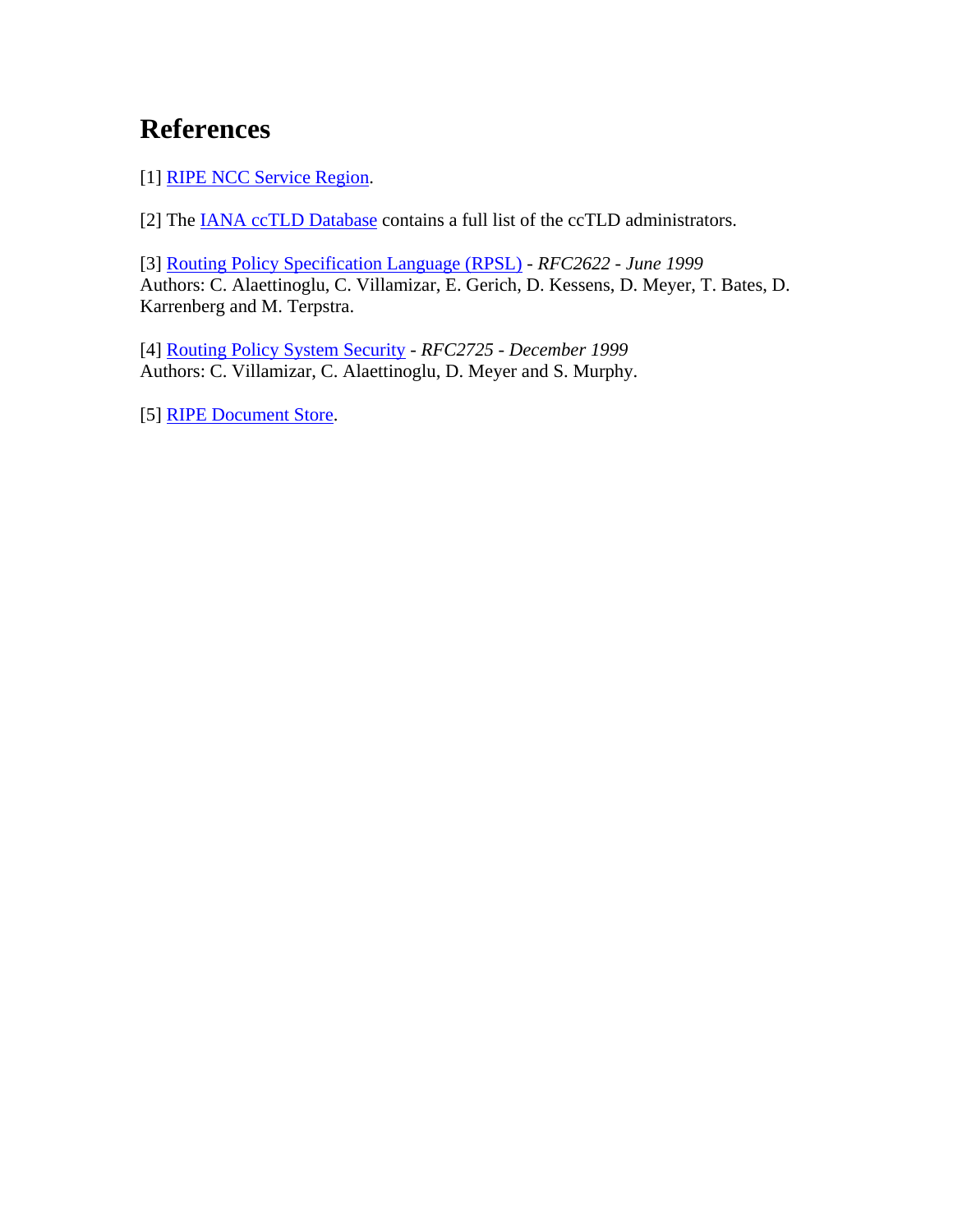## References

[1] RIPE NCC Service Region.

[2] The IANA ccTLD Database contains a full list of the ccTLD administrators.

[3] Routing Policy Specification Language (RPSL) - *RFC2622 - June 1999*
Authors: C. Alaettinoglu, C. Villamizar, E. Gerich, D. Kessens, D. Meyer, T. Bates, D. Karrenberg and M. Terpstra.

[4] Routing Policy System Security - *RFC2725 - December 1999*
Authors: C. Villamizar, C. Alaettinoglu, D. Meyer and S. Murphy.

[5] RIPE Document Store.